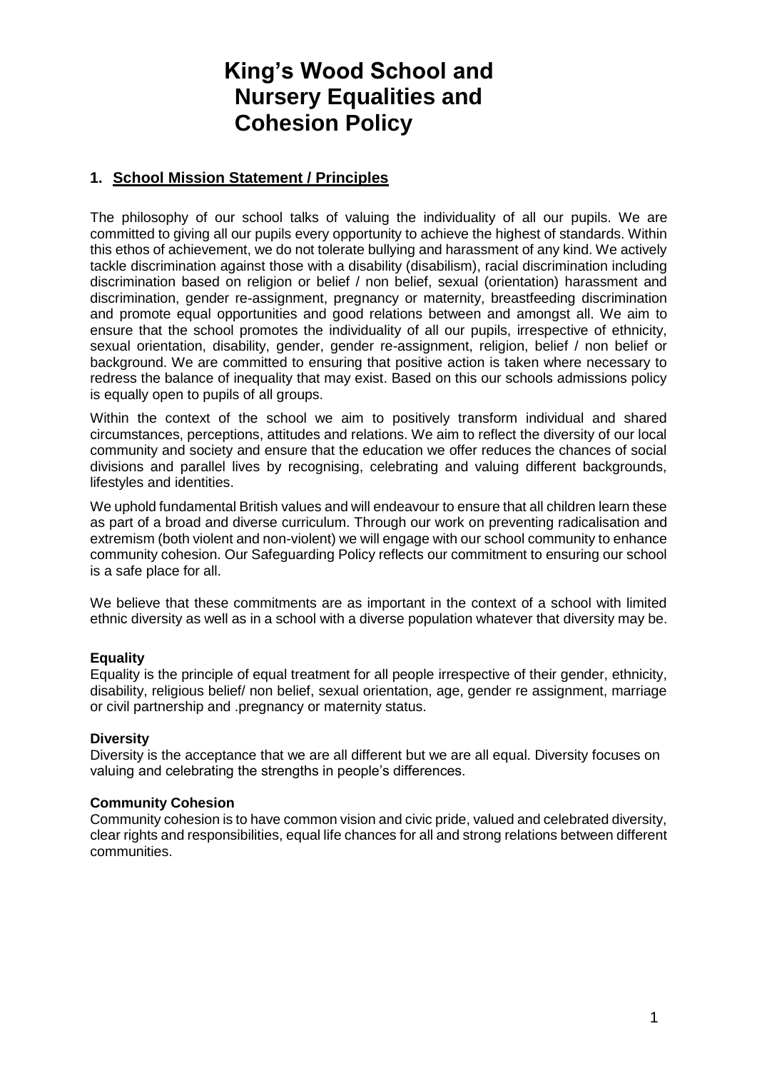# King's Wood School and Nursery Equalities and Cohesion Policy

## 1. School Mission Statement / Principles

The philosophy of our school talks of valuing the individuality of all our pupils. We are committed to giving all our pupils every opportunity to achieve the highest of standards. Within this ethos of achievement, we do not tolerate bullying and harassment of any kind. We actively tackle discrimination against those with a disability (disabilism), racial discrimination including discrimination based on religion or belief / non belief, sexual (orientation) harassment and discrimination, gender re-assignment, pregnancy or maternity, breastfeeding discrimination and promote equal opportunities and good relations between and amongst all. We aim to ensure that the school promotes the individuality of all our pupils, irrespective of ethnicity, sexual orientation, disability, gender, gender re-assignment, religion, belief / non belief or background. We are committed to ensuring that positive action is taken where necessary to redress the balance of inequality that may exist. Based on this our schools admissions policy is equally open to pupils of all groups.

Within the context of the school we aim to positively transform individual and shared circumstances, perceptions, attitudes and relations. We aim to reflect the diversity of our local community and society and ensure that the education we offer reduces the chances of social divisions and parallel lives by recognising, celebrating and valuing different backgrounds, lifestyles and identities.

We uphold fundamental British values and will endeavour to ensure that all children learn these as part of a broad and diverse curriculum. Through our work on preventing radicalisation and extremism (both violent and non-violent) we will engage with our school community to enhance community cohesion. Our Safeguarding Policy reflects our commitment to ensuring our school is a safe place for all.

We believe that these commitments are as important in the context of a school with limited ethnic diversity as well as in a school with a diverse population whatever that diversity may be.

**Equality**
Equality is the principle of equal treatment for all people irrespective of their gender, ethnicity, disability, religious belief/ non belief, sexual orientation, age, gender re assignment, marriage or civil partnership and .pregnancy or maternity status.

**Diversity**
Diversity is the acceptance that we are all different but we are all equal. Diversity focuses on valuing and celebrating the strengths in people's differences.

**Community Cohesion**
Community cohesion is to have common vision and civic pride, valued and celebrated diversity, clear rights and responsibilities, equal life chances for all and strong relations between different communities.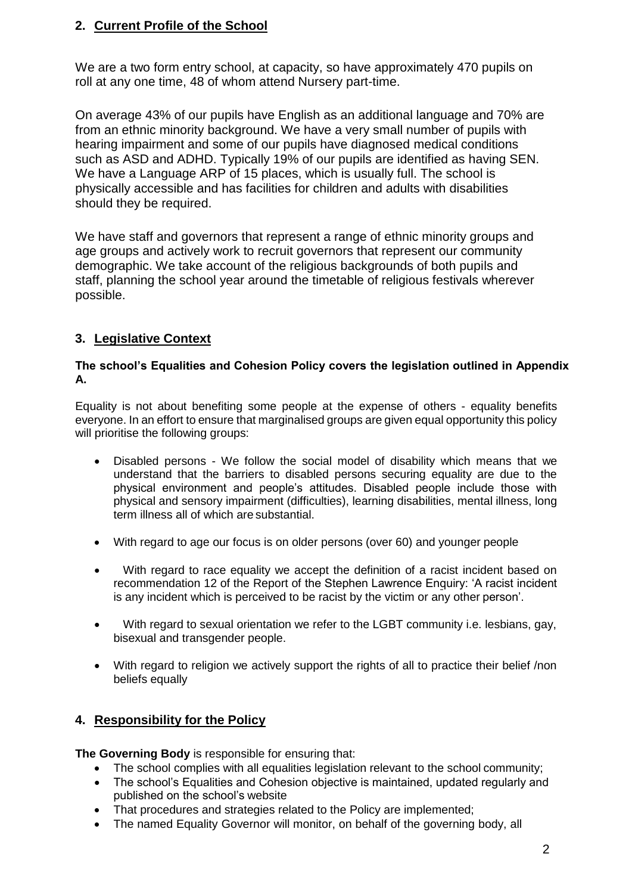## 2. Current Profile of the School

We are a two form entry school, at capacity, so have approximately 470 pupils on roll at any one time, 48 of whom attend Nursery part-time.

On average 43% of our pupils have English as an additional language and 70% are from an ethnic minority background. We have a very small number of pupils with hearing impairment and some of our pupils have diagnosed medical conditions such as ASD and ADHD. Typically 19% of our pupils are identified as having SEN. We have a Language ARP of 15 places, which is usually full. The school is physically accessible and has facilities for children and adults with disabilities should they be required.

We have staff and governors that represent a range of ethnic minority groups and age groups and actively work to recruit governors that represent our community demographic. We take account of the religious backgrounds of both pupils and staff, planning the school year around the timetable of religious festivals wherever possible.

## 3. Legislative Context

**The school's Equalities and Cohesion Policy covers the legislation outlined in Appendix A.**

Equality is not about benefiting some people at the expense of others - equality benefits everyone. In an effort to ensure that marginalised groups are given equal opportunity this policy will prioritise the following groups:

- Disabled persons - We follow the social model of disability which means that we understand that the barriers to disabled persons securing equality are due to the physical environment and people's attitudes. Disabled people include those with physical and sensory impairment (difficulties), learning disabilities, mental illness, long term illness all of which are substantial.
- With regard to age our focus is on older persons (over 60) and younger people
- With regard to race equality we accept the definition of a racist incident based on recommendation 12 of the Report of the Stephen Lawrence Enquiry: 'A racist incident is any incident which is perceived to be racist by the victim or any other person'.
- With regard to sexual orientation we refer to the LGBT community i.e. lesbians, gay, bisexual and transgender people.
- With regard to religion we actively support the rights of all to practice their belief /non beliefs equally

## 4. Responsibility for the Policy

**The Governing Body** is responsible for ensuring that:

- The school complies with all equalities legislation relevant to the school community;
- The school's Equalities and Cohesion objective is maintained, updated regularly and published on the school's website
- That procedures and strategies related to the Policy are implemented;
- The named Equality Governor will monitor, on behalf of the governing body, all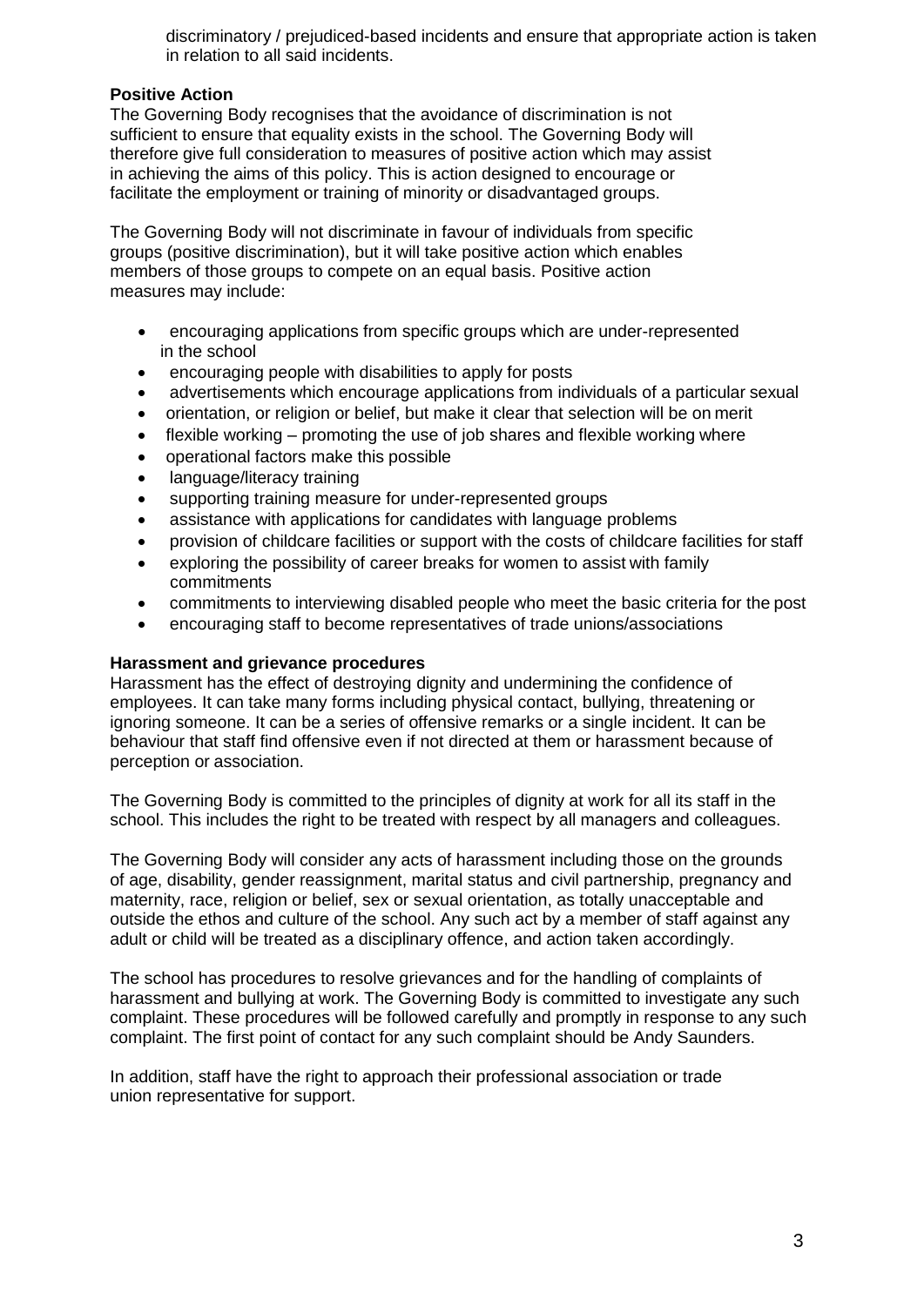discriminatory / prejudiced-based incidents and ensure that appropriate action is taken in relation to all said incidents.

**Positive Action**

The Governing Body recognises that the avoidance of discrimination is not sufficient to ensure that equality exists in the school. The Governing Body will therefore give full consideration to measures of positive action which may assist in achieving the aims of this policy. This is action designed to encourage or facilitate the employment or training of minority or disadvantaged groups.

The Governing Body will not discriminate in favour of individuals from specific groups (positive discrimination), but it will take positive action which enables members of those groups to compete on an equal basis. Positive action measures may include:

- encouraging applications from specific groups which are under-represented in the school
- encouraging people with disabilities to apply for posts
- advertisements which encourage applications from individuals of a particular sexual
- orientation, or religion or belief, but make it clear that selection will be on merit
- flexible working – promoting the use of job shares and flexible working where
- operational factors make this possible
- language/literacy training
- supporting training measure for under-represented groups
- assistance with applications for candidates with language problems
- provision of childcare facilities or support with the costs of childcare facilities for staff
- exploring the possibility of career breaks for women to assist with family commitments
- commitments to interviewing disabled people who meet the basic criteria for the post
- encouraging staff to become representatives of trade unions/associations

**Harassment and grievance procedures**

Harassment has the effect of destroying dignity and undermining the confidence of employees. It can take many forms including physical contact, bullying, threatening or ignoring someone. It can be a series of offensive remarks or a single incident. It can be behaviour that staff find offensive even if not directed at them or harassment because of perception or association.

The Governing Body is committed to the principles of dignity at work for all its staff in the school. This includes the right to be treated with respect by all managers and colleagues.

The Governing Body will consider any acts of harassment including those on the grounds of age, disability, gender reassignment, marital status and civil partnership, pregnancy and maternity, race, religion or belief, sex or sexual orientation, as totally unacceptable and outside the ethos and culture of the school. Any such act by a member of staff against any adult or child will be treated as a disciplinary offence, and action taken accordingly.

The school has procedures to resolve grievances and for the handling of complaints of harassment and bullying at work. The Governing Body is committed to investigate any such complaint. These procedures will be followed carefully and promptly in response to any such complaint. The first point of contact for any such complaint should be Andy Saunders.

In addition, staff have the right to approach their professional association or trade union representative for support.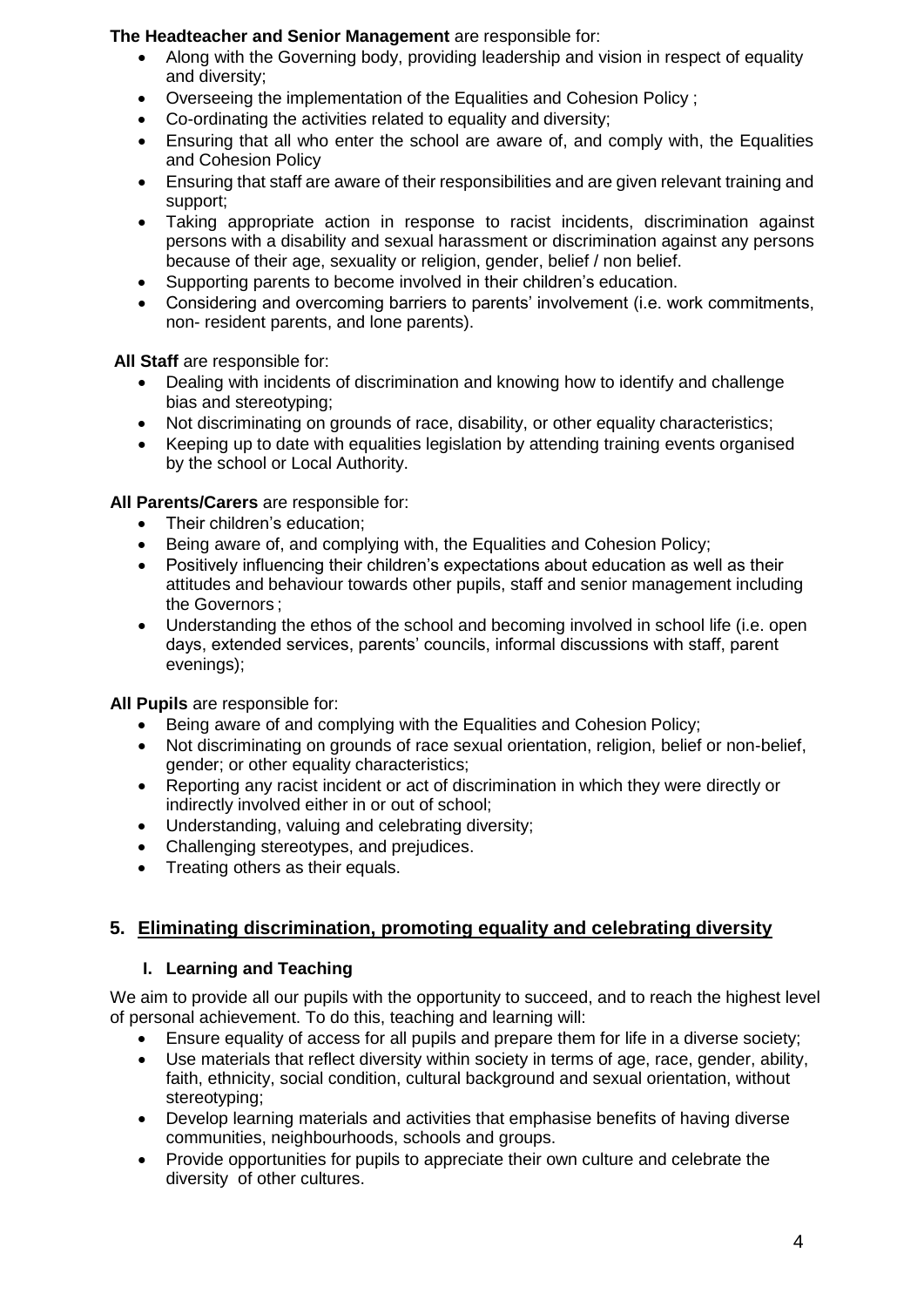**The Headteacher and Senior Management** are responsible for:

- Along with the Governing body, providing leadership and vision in respect of equality and diversity;
- Overseeing the implementation of the Equalities and Cohesion Policy ;
- Co-ordinating the activities related to equality and diversity;
- Ensuring that all who enter the school are aware of, and comply with, the Equalities and Cohesion Policy
- Ensuring that staff are aware of their responsibilities and are given relevant training and support;
- Taking appropriate action in response to racist incidents, discrimination against persons with a disability and sexual harassment or discrimination against any persons because of their age, sexuality or religion, gender, belief / non belief.
- Supporting parents to become involved in their children's education.
- Considering and overcoming barriers to parents' involvement (i.e. work commitments, non- resident parents, and lone parents).

**All Staff** are responsible for:

- Dealing with incidents of discrimination and knowing how to identify and challenge bias and stereotyping;
- Not discriminating on grounds of race, disability, or other equality characteristics;
- Keeping up to date with equalities legislation by attending training events organised by the school or Local Authority.

**All Parents/Carers** are responsible for:

- Their children's education;
- Being aware of, and complying with, the Equalities and Cohesion Policy;
- Positively influencing their children's expectations about education as well as their attitudes and behaviour towards other pupils, staff and senior management including the Governors ;
- Understanding the ethos of the school and becoming involved in school life (i.e. open days, extended services, parents' councils, informal discussions with staff, parent evenings);

**All Pupils** are responsible for:

- Being aware of and complying with the Equalities and Cohesion Policy;
- Not discriminating on grounds of race sexual orientation, religion, belief or non-belief, gender; or other equality characteristics;
- Reporting any racist incident or act of discrimination in which they were directly or indirectly involved either in or out of school;
- Understanding, valuing and celebrating diversity;
- Challenging stereotypes, and prejudices.
- Treating others as their equals.

## 5. Eliminating discrimination, promoting equality and celebrating diversity

### I. Learning and Teaching

We aim to provide all our pupils with the opportunity to succeed, and to reach the highest level of personal achievement. To do this, teaching and learning will:

- Ensure equality of access for all pupils and prepare them for life in a diverse society;
- Use materials that reflect diversity within society in terms of age, race, gender, ability, faith, ethnicity, social condition, cultural background and sexual orientation, without stereotyping;
- Develop learning materials and activities that emphasise benefits of having diverse communities, neighbourhoods, schools and groups.
- Provide opportunities for pupils to appreciate their own culture and celebrate the diversity of other cultures.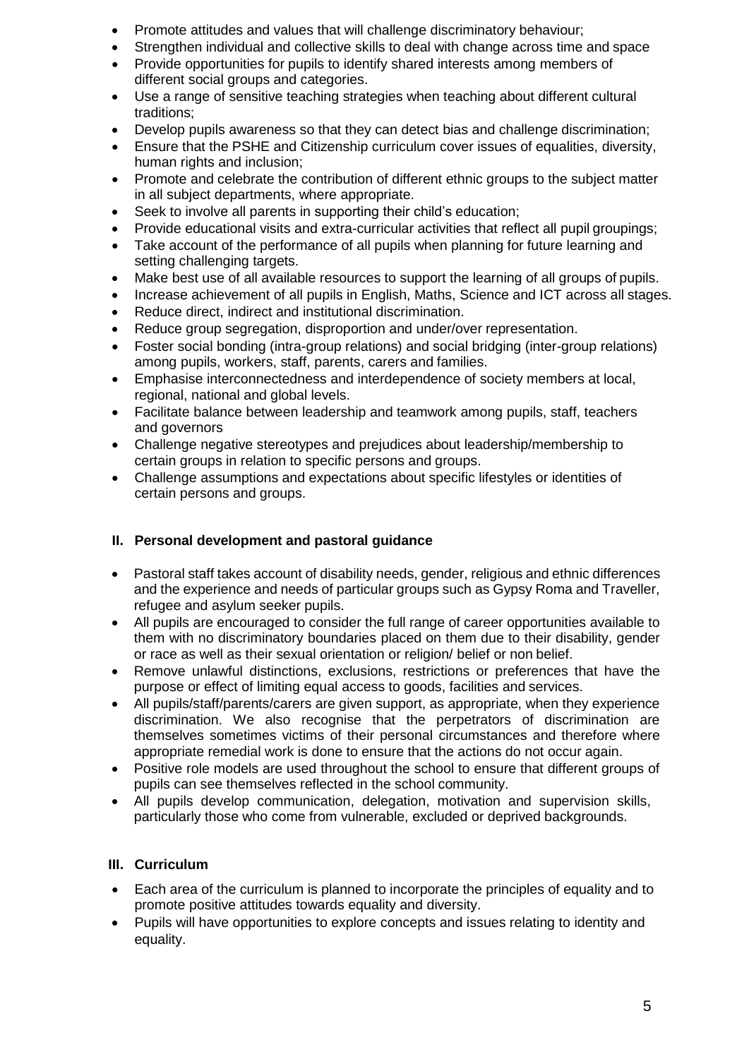- Promote attitudes and values that will challenge discriminatory behaviour;
- Strengthen individual and collective skills to deal with change across time and space
- Provide opportunities for pupils to identify shared interests among members of different social groups and categories.
- Use a range of sensitive teaching strategies when teaching about different cultural traditions;
- Develop pupils awareness so that they can detect bias and challenge discrimination;
- Ensure that the PSHE and Citizenship curriculum cover issues of equalities, diversity, human rights and inclusion;
- Promote and celebrate the contribution of different ethnic groups to the subject matter in all subject departments, where appropriate.
- Seek to involve all parents in supporting their child's education;
- Provide educational visits and extra-curricular activities that reflect all pupil groupings;
- Take account of the performance of all pupils when planning for future learning and setting challenging targets.
- Make best use of all available resources to support the learning of all groups of pupils.
- Increase achievement of all pupils in English, Maths, Science and ICT across all stages.
- Reduce direct, indirect and institutional discrimination.
- Reduce group segregation, disproportion and under/over representation.
- Foster social bonding (intra-group relations) and social bridging (inter-group relations) among pupils, workers, staff, parents, carers and families.
- Emphasise interconnectedness and interdependence of society members at local, regional, national and global levels.
- Facilitate balance between leadership and teamwork among pupils, staff, teachers and governors
- Challenge negative stereotypes and prejudices about leadership/membership to certain groups in relation to specific persons and groups.
- Challenge assumptions and expectations about specific lifestyles or identities of certain persons and groups.

## II. Personal development and pastoral guidance

- Pastoral staff takes account of disability needs, gender, religious and ethnic differences and the experience and needs of particular groups such as Gypsy Roma and Traveller, refugee and asylum seeker pupils.
- All pupils are encouraged to consider the full range of career opportunities available to them with no discriminatory boundaries placed on them due to their disability, gender or race as well as their sexual orientation or religion/ belief or non belief.
- Remove unlawful distinctions, exclusions, restrictions or preferences that have the purpose or effect of limiting equal access to goods, facilities and services.
- All pupils/staff/parents/carers are given support, as appropriate, when they experience discrimination. We also recognise that the perpetrators of discrimination are themselves sometimes victims of their personal circumstances and therefore where appropriate remedial work is done to ensure that the actions do not occur again.
- Positive role models are used throughout the school to ensure that different groups of pupils can see themselves reflected in the school community.
- All pupils develop communication, delegation, motivation and supervision skills, particularly those who come from vulnerable, excluded or deprived backgrounds.

## III. Curriculum

- Each area of the curriculum is planned to incorporate the principles of equality and to promote positive attitudes towards equality and diversity.
- Pupils will have opportunities to explore concepts and issues relating to identity and equality.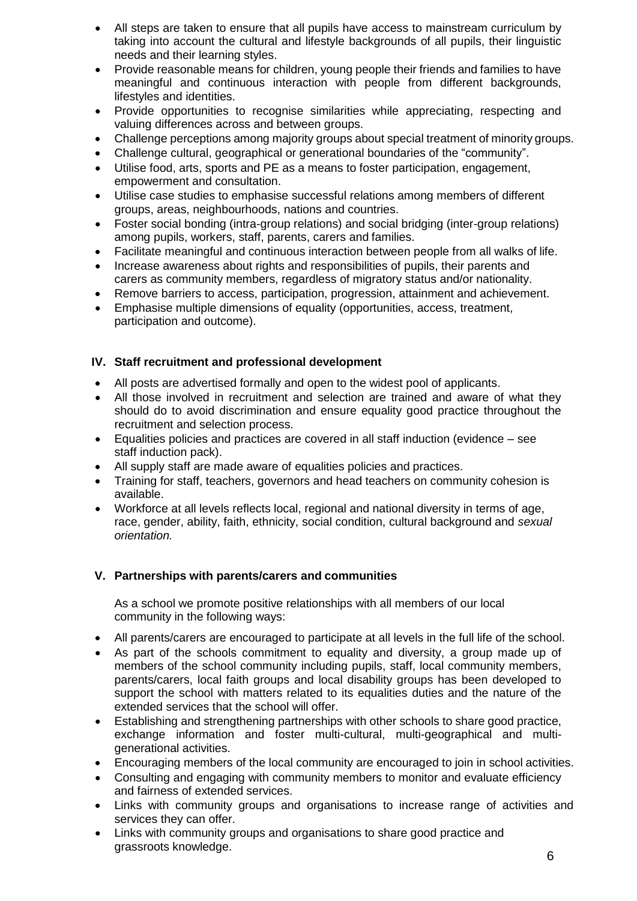- All steps are taken to ensure that all pupils have access to mainstream curriculum by taking into account the cultural and lifestyle backgrounds of all pupils, their linguistic needs and their learning styles.
- Provide reasonable means for children, young people their friends and families to have meaningful and continuous interaction with people from different backgrounds, lifestyles and identities.
- Provide opportunities to recognise similarities while appreciating, respecting and valuing differences across and between groups.
- Challenge perceptions among majority groups about special treatment of minority groups.
- Challenge cultural, geographical or generational boundaries of the "community".
- Utilise food, arts, sports and PE as a means to foster participation, engagement, empowerment and consultation.
- Utilise case studies to emphasise successful relations among members of different groups, areas, neighbourhoods, nations and countries.
- Foster social bonding (intra-group relations) and social bridging (inter-group relations) among pupils, workers, staff, parents, carers and families.
- Facilitate meaningful and continuous interaction between people from all walks of life.
- Increase awareness about rights and responsibilities of pupils, their parents and carers as community members, regardless of migratory status and/or nationality.
- Remove barriers to access, participation, progression, attainment and achievement.
- Emphasise multiple dimensions of equality (opportunities, access, treatment, participation and outcome).

## IV. Staff recruitment and professional development

- All posts are advertised formally and open to the widest pool of applicants.
- All those involved in recruitment and selection are trained and aware of what they should do to avoid discrimination and ensure equality good practice throughout the recruitment and selection process.
- Equalities policies and practices are covered in all staff induction (evidence – see staff induction pack).
- All supply staff are made aware of equalities policies and practices.
- Training for staff, teachers, governors and head teachers on community cohesion is available.
- Workforce at all levels reflects local, regional and national diversity in terms of age, race, gender, ability, faith, ethnicity, social condition, cultural background and *sexual orientation.*

## V. Partnerships with parents/carers and communities

As a school we promote positive relationships with all members of our local community in the following ways:

- All parents/carers are encouraged to participate at all levels in the full life of the school.
- As part of the schools commitment to equality and diversity, a group made up of members of the school community including pupils, staff, local community members, parents/carers, local faith groups and local disability groups has been developed to support the school with matters related to its equalities duties and the nature of the extended services that the school will offer.
- Establishing and strengthening partnerships with other schools to share good practice, exchange information and foster multi-cultural, multi-geographical and multi-generational activities.
- Encouraging members of the local community are encouraged to join in school activities.
- Consulting and engaging with community members to monitor and evaluate efficiency and fairness of extended services.
- Links with community groups and organisations to increase range of activities and services they can offer.
- Links with community groups and organisations to share good practice and grassroots knowledge.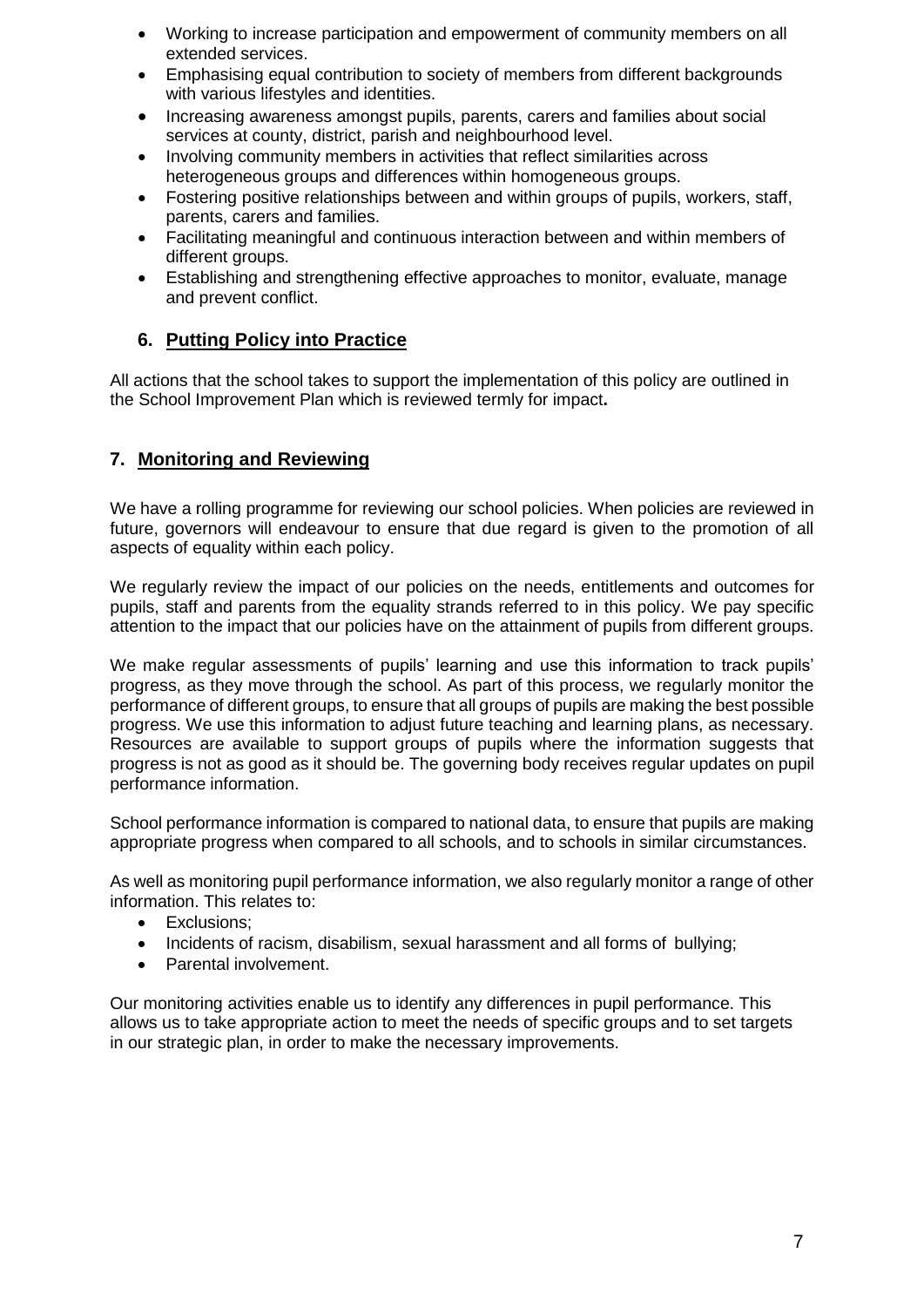- Working to increase participation and empowerment of community members on all extended services.
- Emphasising equal contribution to society of members from different backgrounds with various lifestyles and identities.
- Increasing awareness amongst pupils, parents, carers and families about social services at county, district, parish and neighbourhood level.
- Involving community members in activities that reflect similarities across heterogeneous groups and differences within homogeneous groups.
- Fostering positive relationships between and within groups of pupils, workers, staff, parents, carers and families.
- Facilitating meaningful and continuous interaction between and within members of different groups.
- Establishing and strengthening effective approaches to monitor, evaluate, manage and prevent conflict.

## 6. Putting Policy into Practice

All actions that the school takes to support the implementation of this policy are outlined in the School Improvement Plan which is reviewed termly for impact**.**

## 7. Monitoring and Reviewing

We have a rolling programme for reviewing our school policies. When policies are reviewed in future, governors will endeavour to ensure that due regard is given to the promotion of all aspects of equality within each policy.

We regularly review the impact of our policies on the needs, entitlements and outcomes for pupils, staff and parents from the equality strands referred to in this policy. We pay specific attention to the impact that our policies have on the attainment of pupils from different groups.

We make regular assessments of pupils' learning and use this information to track pupils' progress, as they move through the school. As part of this process, we regularly monitor the performance of different groups, to ensure that all groups of pupils are making the best possible progress. We use this information to adjust future teaching and learning plans, as necessary. Resources are available to support groups of pupils where the information suggests that progress is not as good as it should be. The governing body receives regular updates on pupil performance information.

School performance information is compared to national data, to ensure that pupils are making appropriate progress when compared to all schools, and to schools in similar circumstances.

As well as monitoring pupil performance information, we also regularly monitor a range of other information. This relates to:

- Exclusions;
- Incidents of racism, disabilism, sexual harassment and all forms of bullying;
- Parental involvement.

Our monitoring activities enable us to identify any differences in pupil performance. This allows us to take appropriate action to meet the needs of specific groups and to set targets in our strategic plan, in order to make the necessary improvements.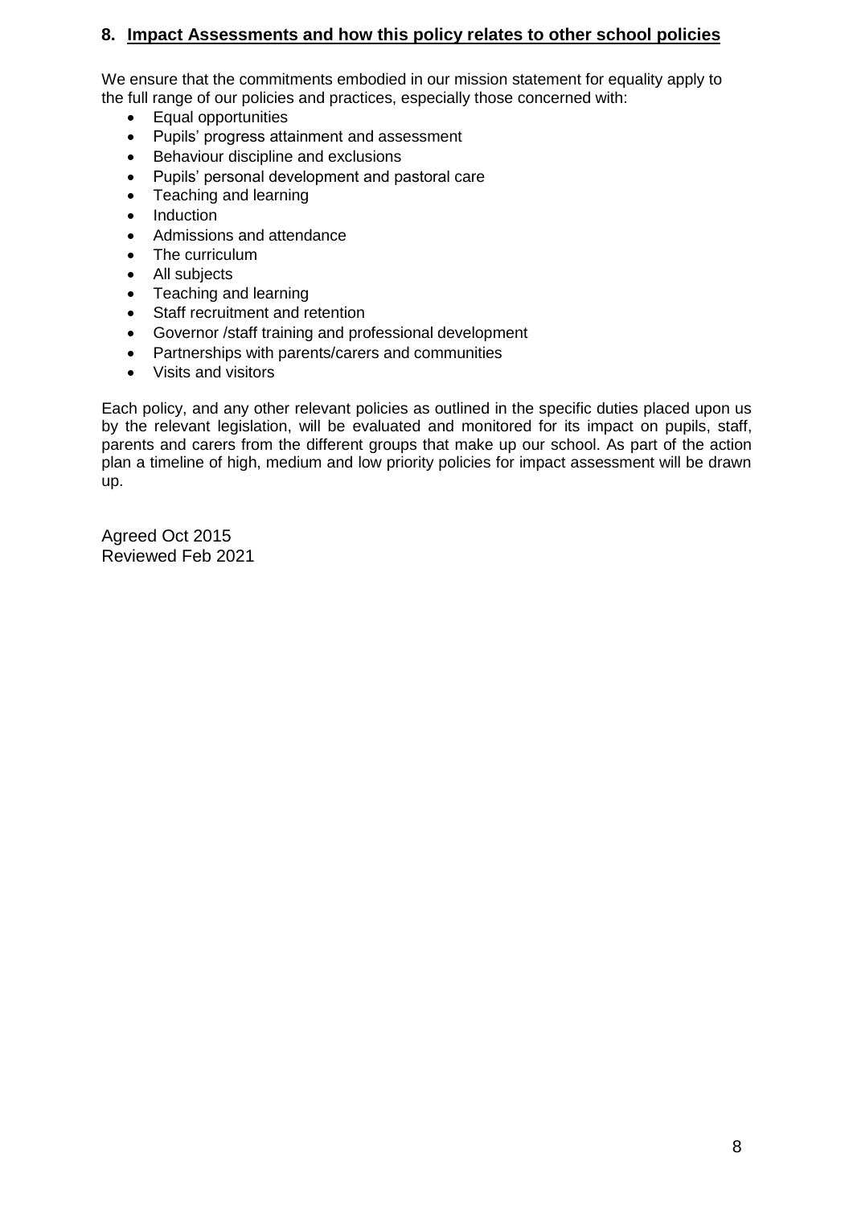## 8. Impact Assessments and how this policy relates to other school policies

We ensure that the commitments embodied in our mission statement for equality apply to the full range of our policies and practices, especially those concerned with:

- Equal opportunities
- Pupils' progress attainment and assessment
- Behaviour discipline and exclusions
- Pupils' personal development and pastoral care
- Teaching and learning
- Induction
- Admissions and attendance
- The curriculum
- All subjects
- Teaching and learning
- Staff recruitment and retention
- Governor /staff training and professional development
- Partnerships with parents/carers and communities
- Visits and visitors

Each policy, and any other relevant policies as outlined in the specific duties placed upon us by the relevant legislation, will be evaluated and monitored for its impact on pupils, staff, parents and carers from the different groups that make up our school. As part of the action plan a timeline of high, medium and low priority policies for impact assessment will be drawn up.

Agreed Oct 2015
Reviewed Feb 2021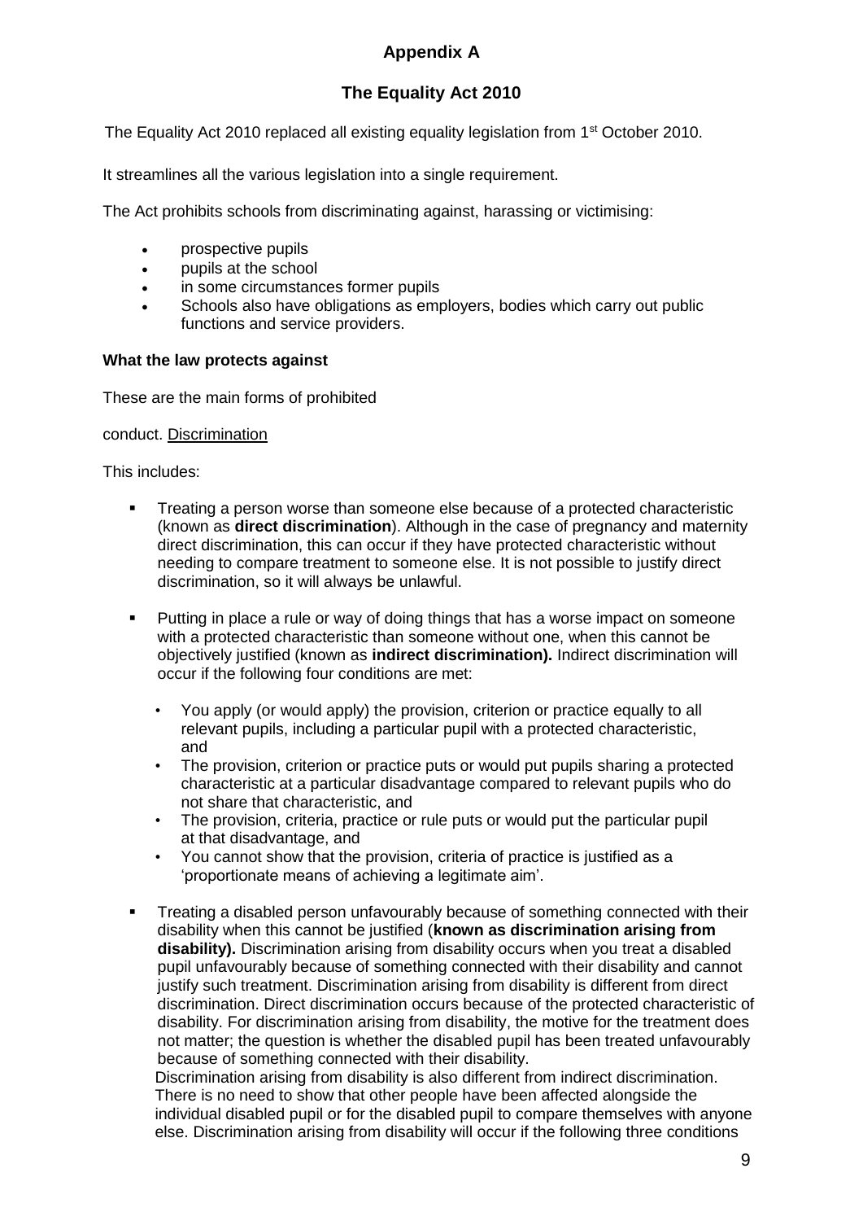## Appendix A

## The Equality Act 2010

The Equality Act 2010 replaced all existing equality legislation from 1st October 2010.

It streamlines all the various legislation into a single requirement.

The Act prohibits schools from discriminating against, harassing or victimising:

- prospective pupils
- pupils at the school
- in some circumstances former pupils
- Schools also have obligations as employers, bodies which carry out public functions and service providers.

**What the law protects against**

These are the main forms of prohibited

conduct. Discrimination

This includes:

- Treating a person worse than someone else because of a protected characteristic (known as **direct discrimination**). Although in the case of pregnancy and maternity direct discrimination, this can occur if they have protected characteristic without needing to compare treatment to someone else. It is not possible to justify direct discrimination, so it will always be unlawful.

- Putting in place a rule or way of doing things that has a worse impact on someone with a protected characteristic than someone without one, when this cannot be objectively justified (known as **indirect discrimination).** Indirect discrimination will occur if the following four conditions are met:

  - You apply (or would apply) the provision, criterion or practice equally to all relevant pupils, including a particular pupil with a protected characteristic, and
  - The provision, criterion or practice puts or would put pupils sharing a protected characteristic at a particular disadvantage compared to relevant pupils who do not share that characteristic, and
  - The provision, criteria, practice or rule puts or would put the particular pupil at that disadvantage, and
  - You cannot show that the provision, criteria of practice is justified as a 'proportionate means of achieving a legitimate aim'.

- Treating a disabled person unfavourably because of something connected with their disability when this cannot be justified (**known as discrimination arising from disability).** Discrimination arising from disability occurs when you treat a disabled pupil unfavourably because of something connected with their disability and cannot justify such treatment. Discrimination arising from disability is different from direct discrimination. Direct discrimination occurs because of the protected characteristic of disability. For discrimination arising from disability, the motive for the treatment does not matter; the question is whether the disabled pupil has been treated unfavourably because of something connected with their disability.
  Discrimination arising from disability is also different from indirect discrimination. There is no need to show that other people have been affected alongside the individual disabled pupil or for the disabled pupil to compare themselves with anyone else. Discrimination arising from disability will occur if the following three conditions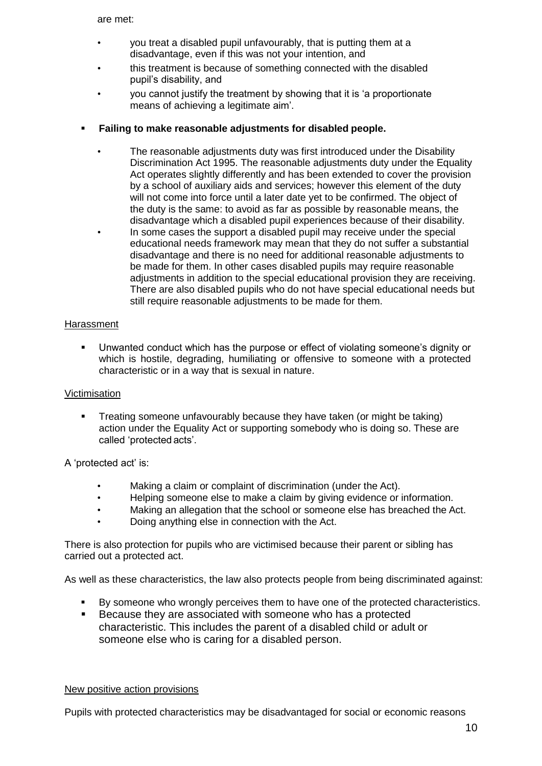are met:

- you treat a disabled pupil unfavourably, that is putting them at a disadvantage, even if this was not your intention, and
- this treatment is because of something connected with the disabled pupil's disability, and
- you cannot justify the treatment by showing that it is 'a proportionate means of achieving a legitimate aim'.

- **Failing to make reasonable adjustments for disabled people.**
  - The reasonable adjustments duty was first introduced under the Disability Discrimination Act 1995. The reasonable adjustments duty under the Equality Act operates slightly differently and has been extended to cover the provision by a school of auxiliary aids and services; however this element of the duty will not come into force until a later date yet to be confirmed. The object of the duty is the same: to avoid as far as possible by reasonable means, the disadvantage which a disabled pupil experiences because of their disability.
  - In some cases the support a disabled pupil may receive under the special educational needs framework may mean that they do not suffer a substantial disadvantage and there is no need for additional reasonable adjustments to be made for them. In other cases disabled pupils may require reasonable adjustments in addition to the special educational provision they are receiving. There are also disabled pupils who do not have special educational needs but still require reasonable adjustments to be made for them.

Harassment

- Unwanted conduct which has the purpose or effect of violating someone's dignity or which is hostile, degrading, humiliating or offensive to someone with a protected characteristic or in a way that is sexual in nature.

Victimisation

- Treating someone unfavourably because they have taken (or might be taking) action under the Equality Act or supporting somebody who is doing so. These are called 'protected acts'.

A 'protected act' is:

- Making a claim or complaint of discrimination (under the Act).
- Helping someone else to make a claim by giving evidence or information.
- Making an allegation that the school or someone else has breached the Act.
- Doing anything else in connection with the Act.

There is also protection for pupils who are victimised because their parent or sibling has carried out a protected act.

As well as these characteristics, the law also protects people from being discriminated against:

- By someone who wrongly perceives them to have one of the protected characteristics.
- Because they are associated with someone who has a protected characteristic. This includes the parent of a disabled child or adult or someone else who is caring for a disabled person.

New positive action provisions

Pupils with protected characteristics may be disadvantaged for social or economic reasons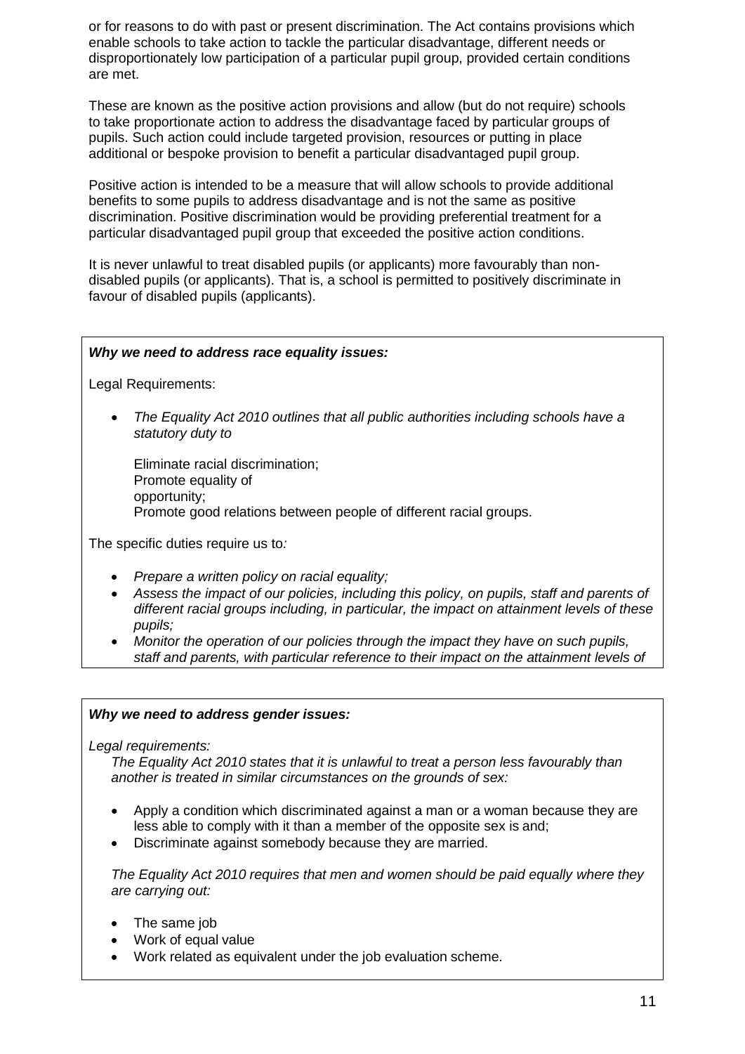or for reasons to do with past or present discrimination. The Act contains provisions which enable schools to take action to tackle the particular disadvantage, different needs or disproportionately low participation of a particular pupil group, provided certain conditions are met.

These are known as the positive action provisions and allow (but do not require) schools to take proportionate action to address the disadvantage faced by particular groups of pupils. Such action could include targeted provision, resources or putting in place additional or bespoke provision to benefit a particular disadvantaged pupil group.

Positive action is intended to be a measure that will allow schools to provide additional benefits to some pupils to address disadvantage and is not the same as positive discrimination. Positive discrimination would be providing preferential treatment for a particular disadvantaged pupil group that exceeded the positive action conditions.

It is never unlawful to treat disabled pupils (or applicants) more favourably than non-disabled pupils (or applicants). That is, a school is permitted to positively discriminate in favour of disabled pupils (applicants).

***Why we need to address race equality issues:***

Legal Requirements:

- *The Equality Act 2010 outlines that all public authorities including schools have a statutory duty to*

  Eliminate racial discrimination;
  Promote equality of
  opportunity;
  Promote good relations between people of different racial groups.

The specific duties require us to*:*

- *Prepare a written policy on racial equality;*
- *Assess the impact of our policies, including this policy, on pupils, staff and parents of different racial groups including, in particular, the impact on attainment levels of these pupils;*
- *Monitor the operation of our policies through the impact they have on such pupils, staff and parents, with particular reference to their impact on the attainment levels of*

***Why we need to address gender issues:***

*Legal requirements:*

*The Equality Act 2010 states that it is unlawful to treat a person less favourably than another is treated in similar circumstances on the grounds of sex:*

- Apply a condition which discriminated against a man or a woman because they are less able to comply with it than a member of the opposite sex is and;
- Discriminate against somebody because they are married.

*The Equality Act 2010 requires that men and women should be paid equally where they are carrying out:*

- The same job
- Work of equal value
- Work related as equivalent under the job evaluation scheme.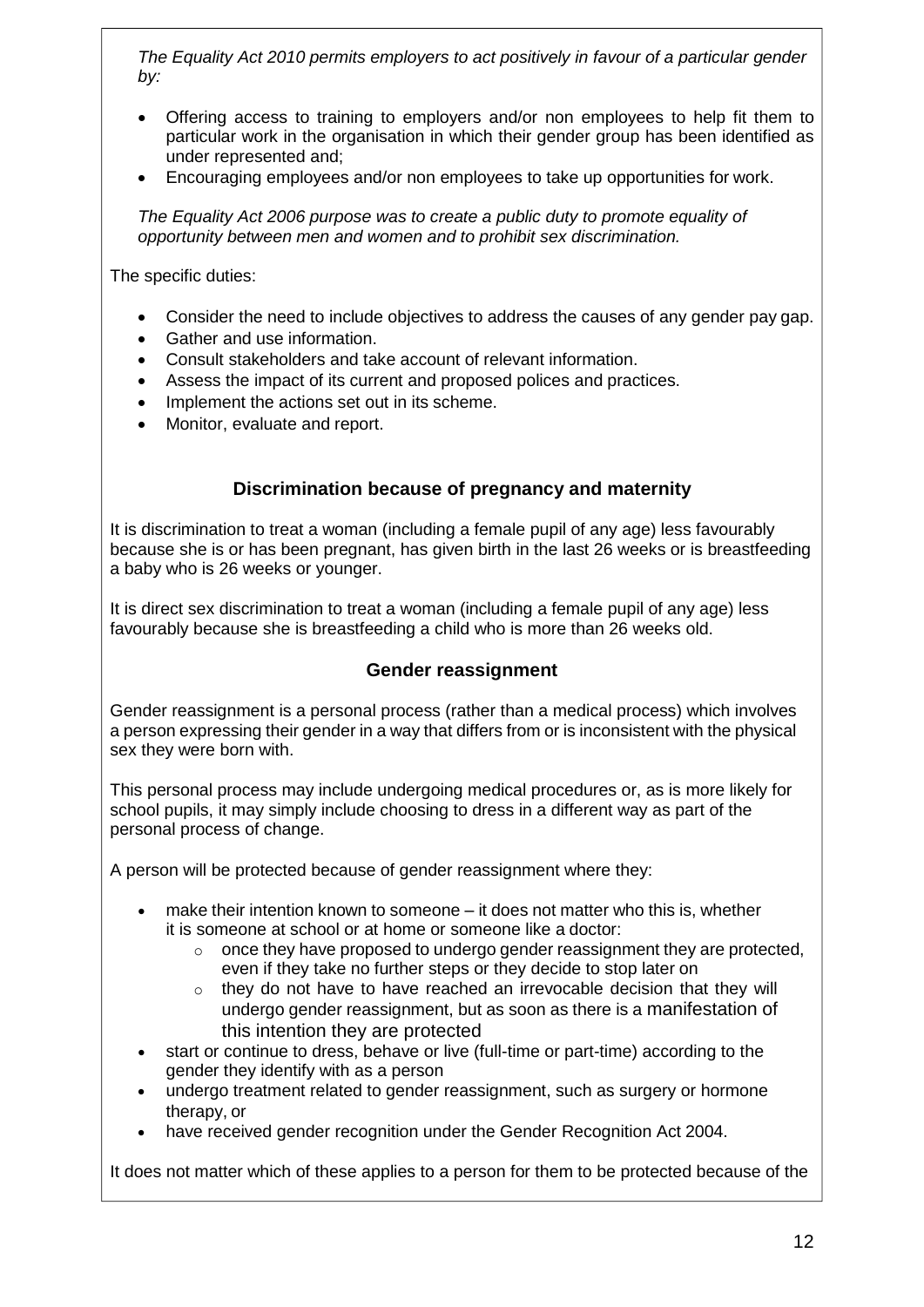*The Equality Act 2010 permits employers to act positively in favour of a particular gender by:*

- Offering access to training to employers and/or non employees to help fit them to particular work in the organisation in which their gender group has been identified as under represented and;
- Encouraging employees and/or non employees to take up opportunities for work.

*The Equality Act 2006 purpose was to create a public duty to promote equality of opportunity between men and women and to prohibit sex discrimination.*

The specific duties:

- Consider the need to include objectives to address the causes of any gender pay gap.
- Gather and use information.
- Consult stakeholders and take account of relevant information.
- Assess the impact of its current and proposed polices and practices.
- Implement the actions set out in its scheme.
- Monitor, evaluate and report.

## Discrimination because of pregnancy and maternity

It is discrimination to treat a woman (including a female pupil of any age) less favourably because she is or has been pregnant, has given birth in the last 26 weeks or is breastfeeding a baby who is 26 weeks or younger.

It is direct sex discrimination to treat a woman (including a female pupil of any age) less favourably because she is breastfeeding a child who is more than 26 weeks old.

## Gender reassignment

Gender reassignment is a personal process (rather than a medical process) which involves a person expressing their gender in a way that differs from or is inconsistent with the physical sex they were born with.

This personal process may include undergoing medical procedures or, as is more likely for school pupils, it may simply include choosing to dress in a different way as part of the personal process of change.

A person will be protected because of gender reassignment where they:

- make their intention known to someone – it does not matter who this is, whether it is someone at school or at home or someone like a doctor:
  - once they have proposed to undergo gender reassignment they are protected, even if they take no further steps or they decide to stop later on
  - they do not have to have reached an irrevocable decision that they will undergo gender reassignment, but as soon as there is a manifestation of this intention they are protected
- start or continue to dress, behave or live (full-time or part-time) according to the gender they identify with as a person
- undergo treatment related to gender reassignment, such as surgery or hormone therapy, or
- have received gender recognition under the Gender Recognition Act 2004.

It does not matter which of these applies to a person for them to be protected because of the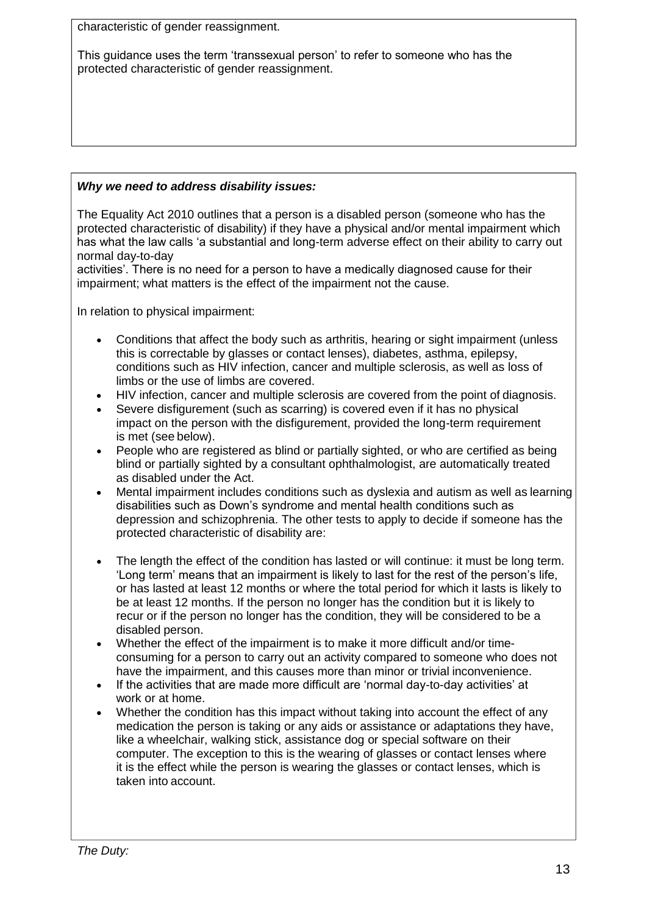characteristic of gender reassignment.

This guidance uses the term 'transsexual person' to refer to someone who has the protected characteristic of gender reassignment.

***Why we need to address disability issues:***

The Equality Act 2010 outlines that a person is a disabled person (someone who has the protected characteristic of disability) if they have a physical and/or mental impairment which has what the law calls 'a substantial and long-term adverse effect on their ability to carry out normal day-to-day activities'. There is no need for a person to have a medically diagnosed cause for their impairment; what matters is the effect of the impairment not the cause.

In relation to physical impairment:

- Conditions that affect the body such as arthritis, hearing or sight impairment (unless this is correctable by glasses or contact lenses), diabetes, asthma, epilepsy, conditions such as HIV infection, cancer and multiple sclerosis, as well as loss of limbs or the use of limbs are covered.
- HIV infection, cancer and multiple sclerosis are covered from the point of diagnosis.
- Severe disfigurement (such as scarring) is covered even if it has no physical impact on the person with the disfigurement, provided the long-term requirement is met (see below).
- People who are registered as blind or partially sighted, or who are certified as being blind or partially sighted by a consultant ophthalmologist, are automatically treated as disabled under the Act.
- Mental impairment includes conditions such as dyslexia and autism as well as learning disabilities such as Down's syndrome and mental health conditions such as depression and schizophrenia. The other tests to apply to decide if someone has the protected characteristic of disability are:

- The length the effect of the condition has lasted or will continue: it must be long term. 'Long term' means that an impairment is likely to last for the rest of the person's life, or has lasted at least 12 months or where the total period for which it lasts is likely to be at least 12 months. If the person no longer has the condition but it is likely to recur or if the person no longer has the condition, they will be considered to be a disabled person.
- Whether the effect of the impairment is to make it more difficult and/or time-consuming for a person to carry out an activity compared to someone who does not have the impairment, and this causes more than minor or trivial inconvenience.
- If the activities that are made more difficult are 'normal day-to-day activities' at work or at home.
- Whether the condition has this impact without taking into account the effect of any medication the person is taking or any aids or assistance or adaptations they have, like a wheelchair, walking stick, assistance dog or special software on their computer. The exception to this is the wearing of glasses or contact lenses where it is the effect while the person is wearing the glasses or contact lenses, which is taken into account.

*The Duty:*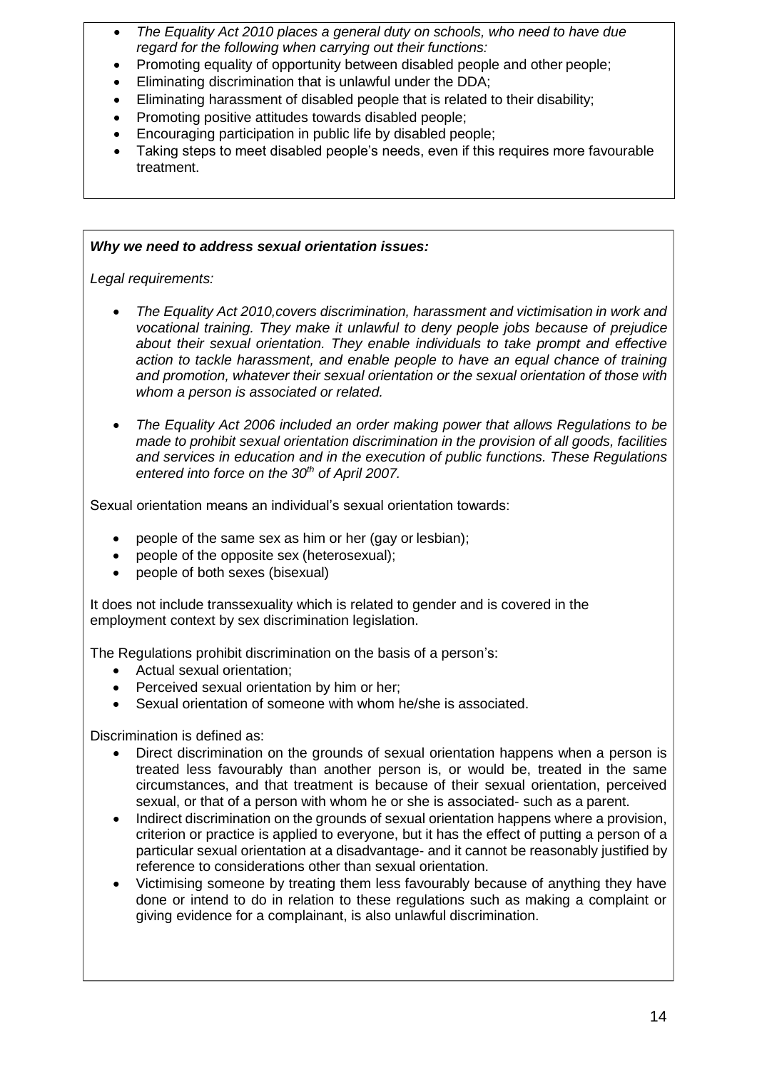- *The Equality Act 2010 places a general duty on schools, who need to have due regard for the following when carrying out their functions:*
- Promoting equality of opportunity between disabled people and other people;
- Eliminating discrimination that is unlawful under the DDA;
- Eliminating harassment of disabled people that is related to their disability;
- Promoting positive attitudes towards disabled people;
- Encouraging participation in public life by disabled people;
- Taking steps to meet disabled people's needs, even if this requires more favourable treatment.

***Why we need to address sexual orientation issues:***

*Legal requirements:*

- *The Equality Act 2010,covers discrimination, harassment and victimisation in work and vocational training. They make it unlawful to deny people jobs because of prejudice about their sexual orientation. They enable individuals to take prompt and effective action to tackle harassment, and enable people to have an equal chance of training and promotion, whatever their sexual orientation or the sexual orientation of those with whom a person is associated or related.*

- *The Equality Act 2006 included an order making power that allows Regulations to be made to prohibit sexual orientation discrimination in the provision of all goods, facilities and services in education and in the execution of public functions. These Regulations entered into force on the 30th of April 2007.*

Sexual orientation means an individual's sexual orientation towards:

- people of the same sex as him or her (gay or lesbian);
- people of the opposite sex (heterosexual);
- people of both sexes (bisexual)

It does not include transsexuality which is related to gender and is covered in the employment context by sex discrimination legislation.

The Regulations prohibit discrimination on the basis of a person's:

- Actual sexual orientation;
- Perceived sexual orientation by him or her;
- Sexual orientation of someone with whom he/she is associated.

Discrimination is defined as:

- Direct discrimination on the grounds of sexual orientation happens when a person is treated less favourably than another person is, or would be, treated in the same circumstances, and that treatment is because of their sexual orientation, perceived sexual, or that of a person with whom he or she is associated- such as a parent.
- Indirect discrimination on the grounds of sexual orientation happens where a provision, criterion or practice is applied to everyone, but it has the effect of putting a person of a particular sexual orientation at a disadvantage- and it cannot be reasonably justified by reference to considerations other than sexual orientation.
- Victimising someone by treating them less favourably because of anything they have done or intend to do in relation to these regulations such as making a complaint or giving evidence for a complainant, is also unlawful discrimination.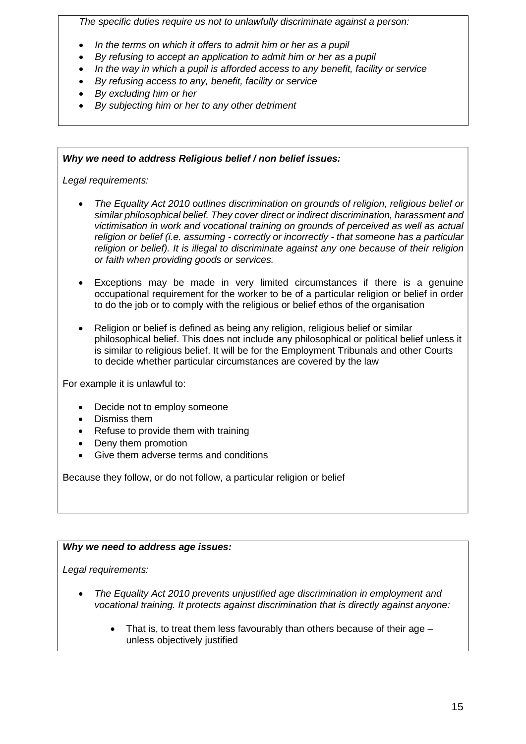*The specific duties require us not to unlawfully discriminate against a person:*

- *In the terms on which it offers to admit him or her as a pupil*
- *By refusing to accept an application to admit him or her as a pupil*
- *In the way in which a pupil is afforded access to any benefit, facility or service*
- *By refusing access to any, benefit, facility or service*
- *By excluding him or her*
- *By subjecting him or her to any other detriment*

***Why we need to address Religious belief / non belief issues:***

*Legal requirements:*

- *The Equality Act 2010 outlines discrimination on grounds of religion, religious belief or similar philosophical belief. They cover direct or indirect discrimination, harassment and victimisation in work and vocational training on grounds of perceived as well as actual religion or belief (i.e. assuming - correctly or incorrectly - that someone has a particular religion or belief). It is illegal to discriminate against any one because of their religion or faith when providing goods or services.*

- Exceptions may be made in very limited circumstances if there is a genuine occupational requirement for the worker to be of a particular religion or belief in order to do the job or to comply with the religious or belief ethos of the organisation

- Religion or belief is defined as being any religion, religious belief or similar philosophical belief. This does not include any philosophical or political belief unless it is similar to religious belief. It will be for the Employment Tribunals and other Courts to decide whether particular circumstances are covered by the law

For example it is unlawful to:

- Decide not to employ someone
- Dismiss them
- Refuse to provide them with training
- Deny them promotion
- Give them adverse terms and conditions

Because they follow, or do not follow, a particular religion or belief

***Why we need to address age issues:***

*Legal requirements:*

- *The Equality Act 2010 prevents unjustified age discrimination in employment and vocational training. It protects against discrimination that is directly against anyone:*
    - That is, to treat them less favourably than others because of their age – unless objectively justified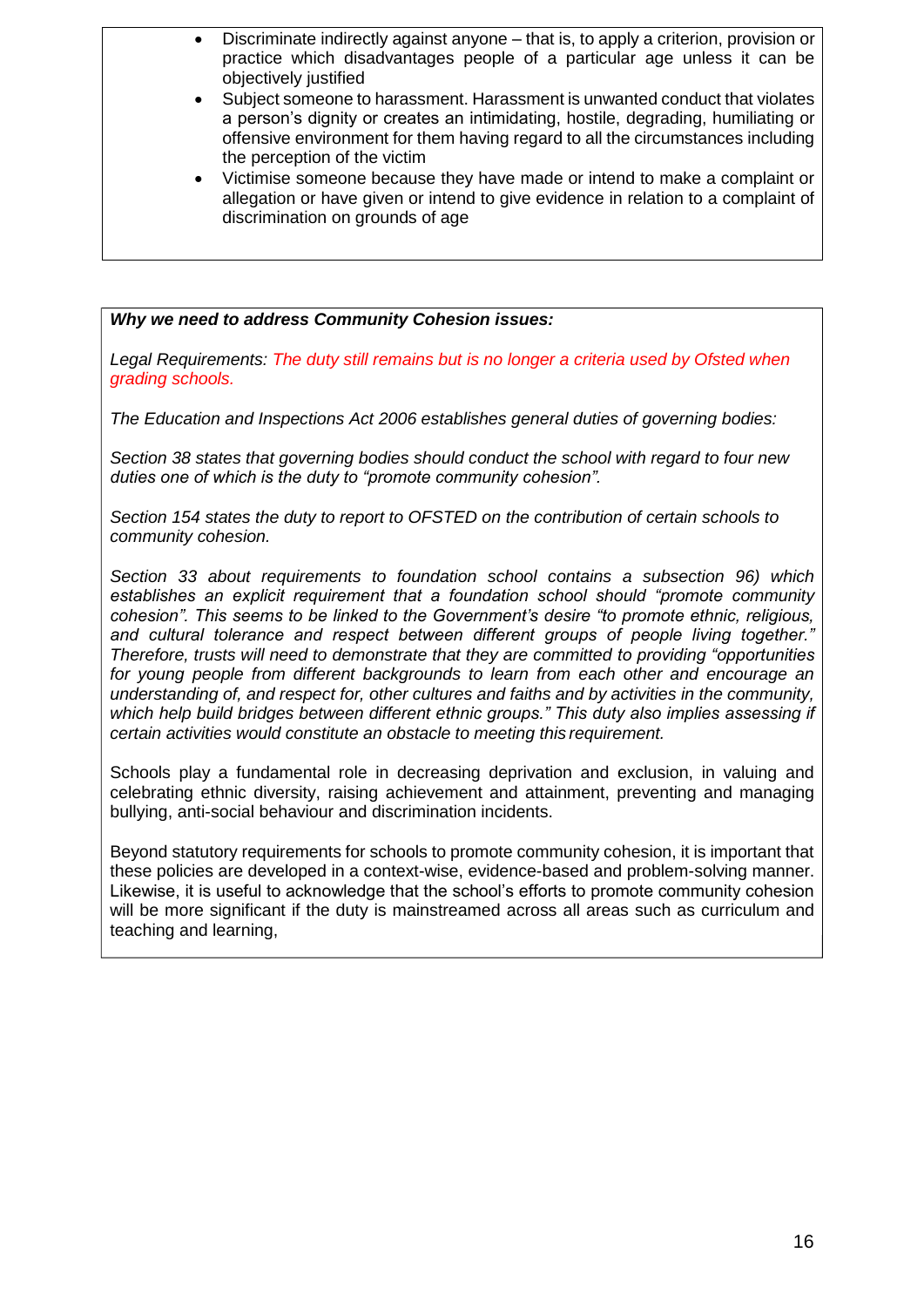- Discriminate indirectly against anyone – that is, to apply a criterion, provision or practice which disadvantages people of a particular age unless it can be objectively justified
- Subject someone to harassment. Harassment is unwanted conduct that violates a person's dignity or creates an intimidating, hostile, degrading, humiliating or offensive environment for them having regard to all the circumstances including the perception of the victim
- Victimise someone because they have made or intend to make a complaint or allegation or have given or intend to give evidence in relation to a complaint of discrimination on grounds of age

***Why we need to address Community Cohesion issues:***

*Legal Requirements: The duty still remains but is no longer a criteria used by Ofsted when grading schools.*

*The Education and Inspections Act 2006 establishes general duties of governing bodies:*

*Section 38 states that governing bodies should conduct the school with regard to four new duties one of which is the duty to "promote community cohesion".*

*Section 154 states the duty to report to OFSTED on the contribution of certain schools to community cohesion.*

*Section 33 about requirements to foundation school contains a subsection 96) which establishes an explicit requirement that a foundation school should "promote community cohesion". This seems to be linked to the Government's desire "to promote ethnic, religious, and cultural tolerance and respect between different groups of people living together." Therefore, trusts will need to demonstrate that they are committed to providing "opportunities for young people from different backgrounds to learn from each other and encourage an understanding of, and respect for, other cultures and faiths and by activities in the community, which help build bridges between different ethnic groups." This duty also implies assessing if certain activities would constitute an obstacle to meeting this requirement.*

Schools play a fundamental role in decreasing deprivation and exclusion, in valuing and celebrating ethnic diversity, raising achievement and attainment, preventing and managing bullying, anti-social behaviour and discrimination incidents.

Beyond statutory requirements for schools to promote community cohesion, it is important that these policies are developed in a context-wise, evidence-based and problem-solving manner. Likewise, it is useful to acknowledge that the school's efforts to promote community cohesion will be more significant if the duty is mainstreamed across all areas such as curriculum and teaching and learning,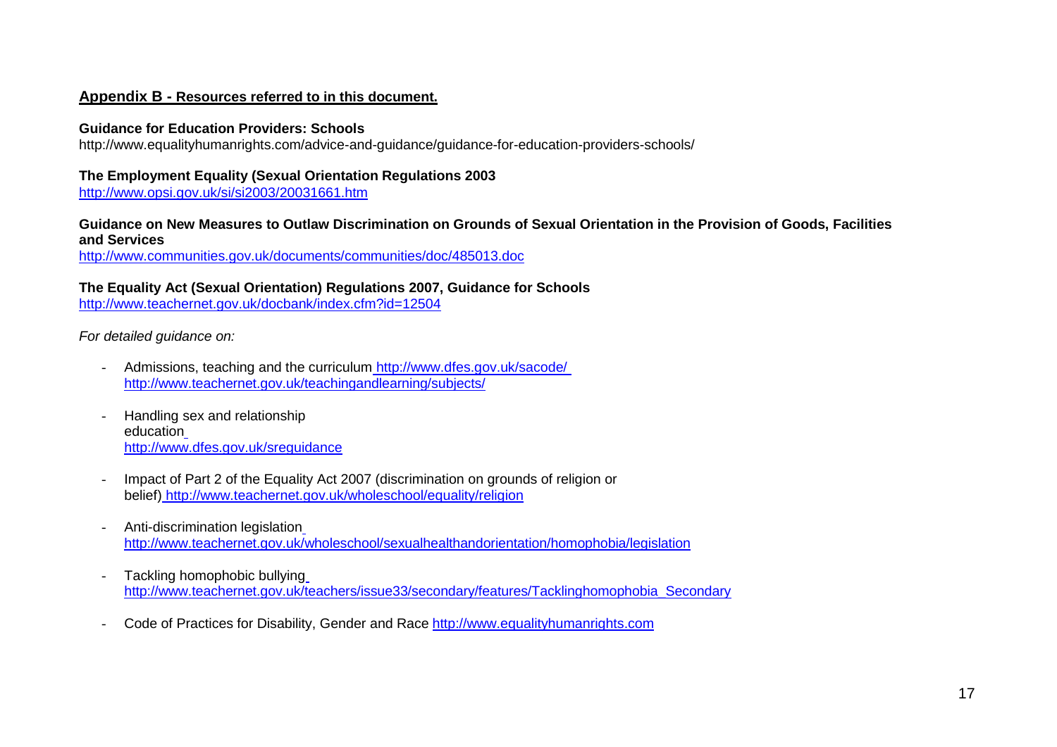## Appendix B - Resources referred to in this document.

**Guidance for Education Providers: Schools**
http://www.equalityhumanrights.com/advice-and-guidance/guidance-for-education-providers-schools/

**The Employment Equality (Sexual Orientation Regulations 2003**
http://www.opsi.gov.uk/si/si2003/20031661.htm

**Guidance on New Measures to Outlaw Discrimination on Grounds of Sexual Orientation in the Provision of Goods, Facilities and Services**
http://www.communities.gov.uk/documents/communities/doc/485013.doc

**The Equality Act (Sexual Orientation) Regulations 2007, Guidance for Schools**
http://www.teachernet.gov.uk/docbank/index.cfm?id=12504

*For detailed guidance on:*

- Admissions, teaching and the curriculum http://www.dfes.gov.uk/sacode/ http://www.teachernet.gov.uk/teachingandlearning/subjects/
- Handling sex and relationship education http://www.dfes.gov.uk/sreguidance
- Impact of Part 2 of the Equality Act 2007 (discrimination on grounds of religion or belief) http://www.teachernet.gov.uk/wholeschool/equality/religion
- Anti-discrimination legislation http://www.teachernet.gov.uk/wholeschool/sexualhealthandorientation/homophobia/legislation
- Tackling homophobic bullying http://www.teachernet.gov.uk/teachers/issue33/secondary/features/Tacklinghomophobia_Secondary
- Code of Practices for Disability, Gender and Race http://www.equalityhumanrights.com